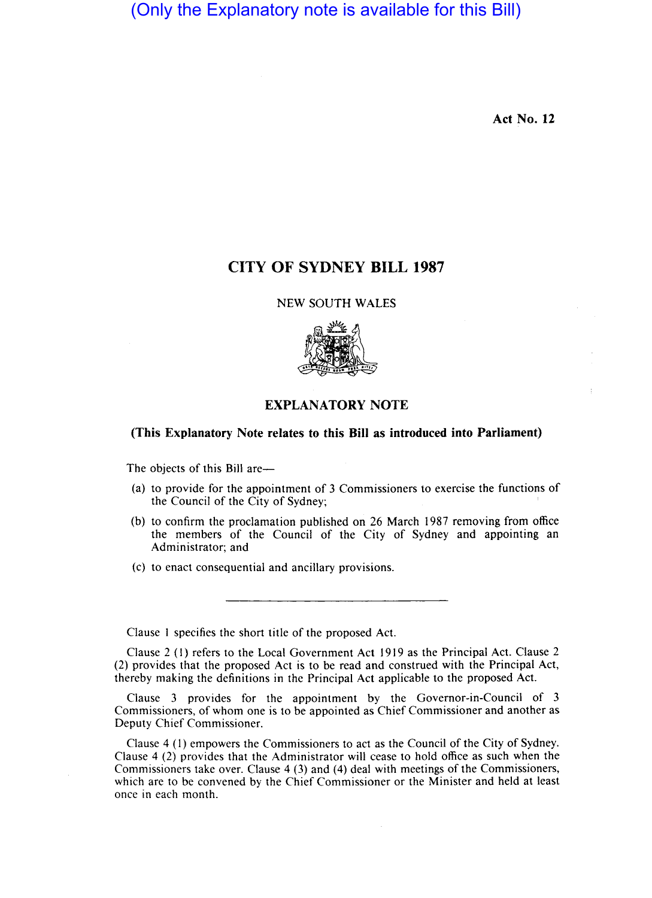(Only the Explanatory note is available for this Bill)

Act No. 12

# CITY OF SYDNEY BILL 1987

NEW SOUTH WALES

## EXPLANATORY NOTE

**(This Explanatory Note relates to this Bill as introduced into Parliament)**

The objects of this Bill are—

(a) to provide for the appointment of 3 Commissioners to exercise the functions of the Council of the City of Sydney;

(b) to confirm the proclamation published on 26 March 1987 removing from office the members of the Council of the City of Sydney and appointing an Administrator; and

(c) to enact consequential and ancillary provisions.

---

Clause 1 specifies the short title of the proposed Act.

Clause 2 (1) refers to the Local Government Act 1919 as the Principal Act. Clause 2 (2) provides that the proposed Act is to be read and construed with the Principal Act, thereby making the definitions in the Principal Act applicable to the proposed Act.

Clause 3 provides for the appointment by the Governor-in-Council of 3 Commissioners, of whom one is to be appointed as Chief Commissioner and another as Deputy Chief Commissioner.

Clause 4 (1) empowers the Commissioners to act as the Council of the City of Sydney. Clause 4 (2) provides that the Administrator will cease to hold office as such when the Commissioners take over. Clause 4 (3) and (4) deal with meetings of the Commissioners, which are to be convened by the Chief Commissioner or the Minister and held at least once in each month.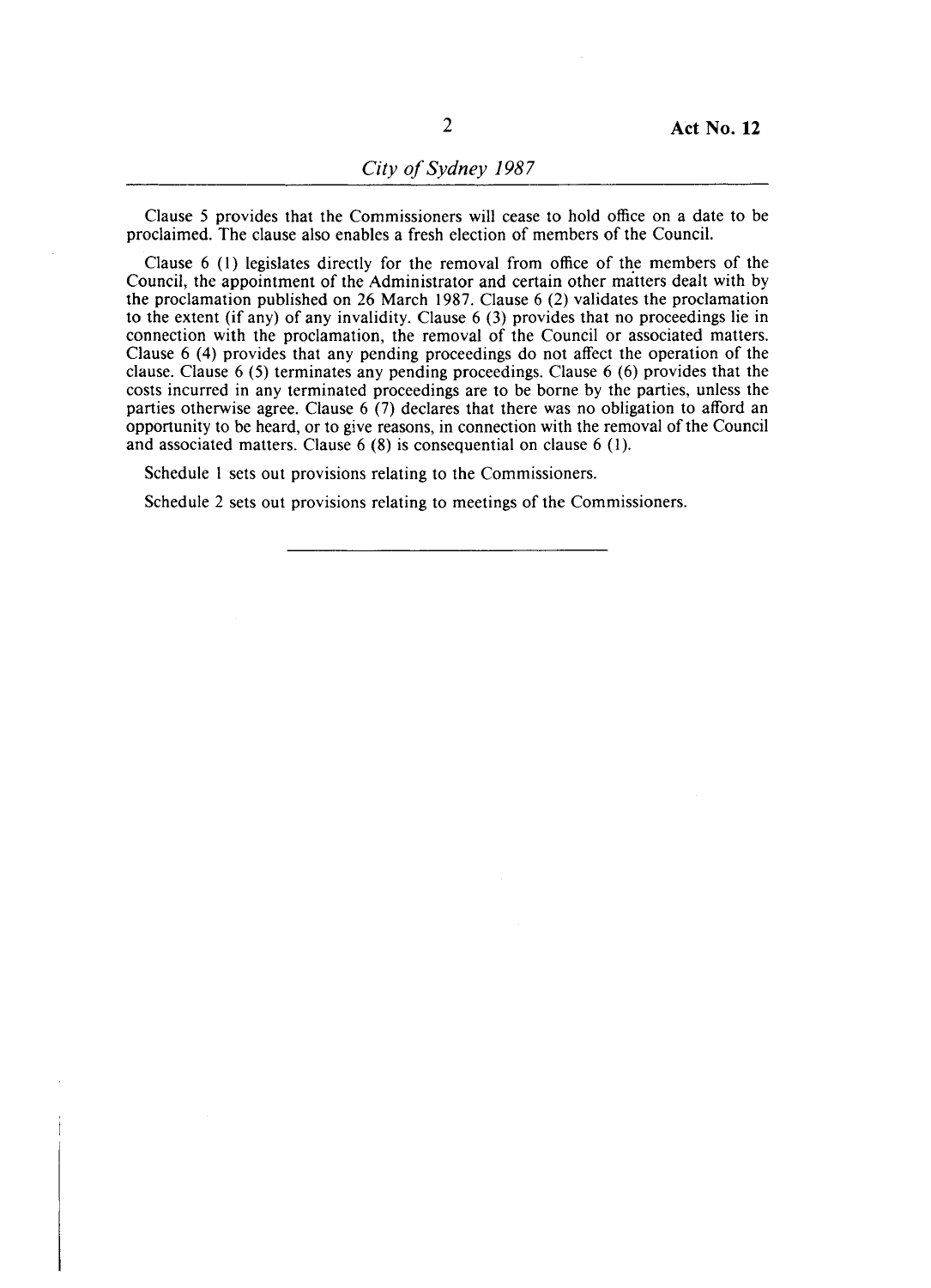Clause 5 provides that the Commissioners will cease to hold office on a date to be proclaimed. The clause also enables a fresh election of members of the Council.

Clause 6 (1) legislates directly for the removal from office of the members of the Council, the appointment of the Administrator and certain other matters dealt with by the proclamation published on 26 March 1987. Clause 6 (2) validates the proclamation to the extent (if any) of any invalidity. Clause 6 (3) provides that no proceedings lie in connection with the proclamation, the removal of the Council or associated matters. Clause 6 (4) provides that any pending proceedings do not affect the operation of the clause. Clause 6 (5) terminates any pending proceedings. Clause 6 (6) provides that the costs incurred in any terminated proceedings are to be borne by the parties, unless the parties otherwise agree. Clause 6 (7) declares that there was no obligation to afford an opportunity to be heard, or to give reasons, in connection with the removal of the Council and associated matters. Clause 6 (8) is consequential on clause 6 (1).

Schedule 1 sets out provisions relating to the Commissioners.

Schedule 2 sets out provisions relating to meetings of the Commissioners.